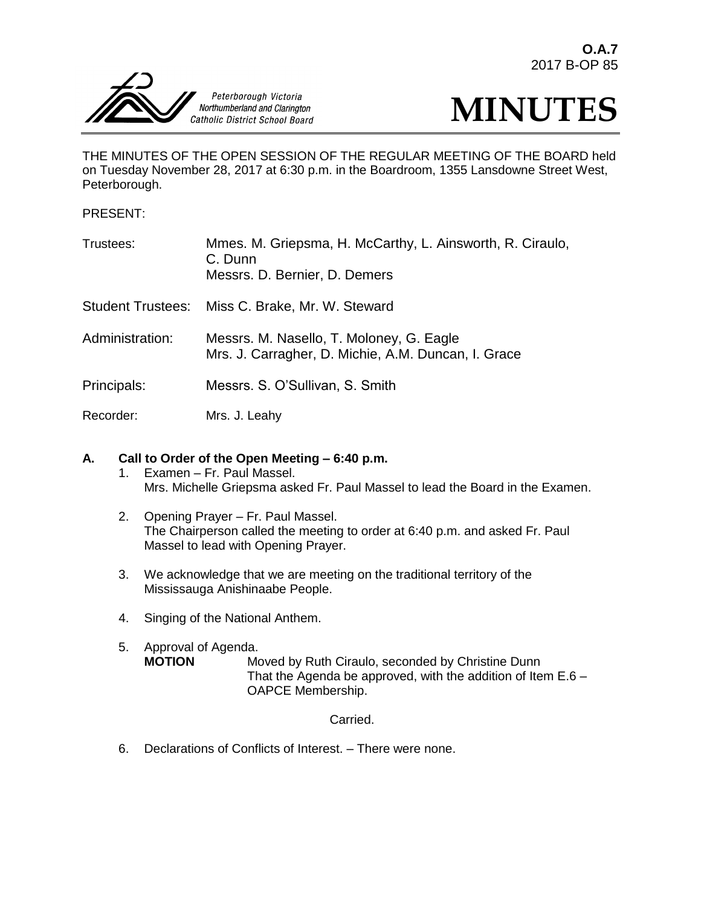**O.A.7**
2017 B-OP 85

Peterborough Victoria Northumberland and Clarington Catholic District School Board

# MINUTES

THE MINUTES OF THE OPEN SESSION OF THE REGULAR MEETING OF THE BOARD held on Tuesday November 28, 2017 at 6:30 p.m. in the Boardroom, 1355 Lansdowne Street West, Peterborough.

PRESENT:

| | |
|---|---|
| Trustees: | Mmes. M. Griepsma, H. McCarthy, L. Ainsworth, R. Ciraulo, C. Dunn<br>Messrs. D. Bernier, D. Demers |
| Student Trustees: | Miss C. Brake, Mr. W. Steward |
| Administration: | Messrs. M. Nasello, T. Moloney, G. Eagle<br>Mrs. J. Carragher, D. Michie, A.M. Duncan, I. Grace |
| Principals: | Messrs. S. O'Sullivan, S. Smith |
| Recorder: | Mrs. J. Leahy |

## A. Call to Order of the Open Meeting – 6:40 p.m.

1. Examen – Fr. Paul Massel.
   Mrs. Michelle Griepsma asked Fr. Paul Massel to lead the Board in the Examen.

2. Opening Prayer – Fr. Paul Massel.
   The Chairperson called the meeting to order at 6:40 p.m. and asked Fr. Paul Massel to lead with Opening Prayer.

3. We acknowledge that we are meeting on the traditional territory of the Mississauga Anishinaabe People.

4. Singing of the National Anthem.

5. Approval of Agenda.
   **MOTION** Moved by Ruth Ciraulo, seconded by Christine Dunn
   That the Agenda be approved, with the addition of Item E.6 – OAPCE Membership.

   Carried.

6. Declarations of Conflicts of Interest. – There were none.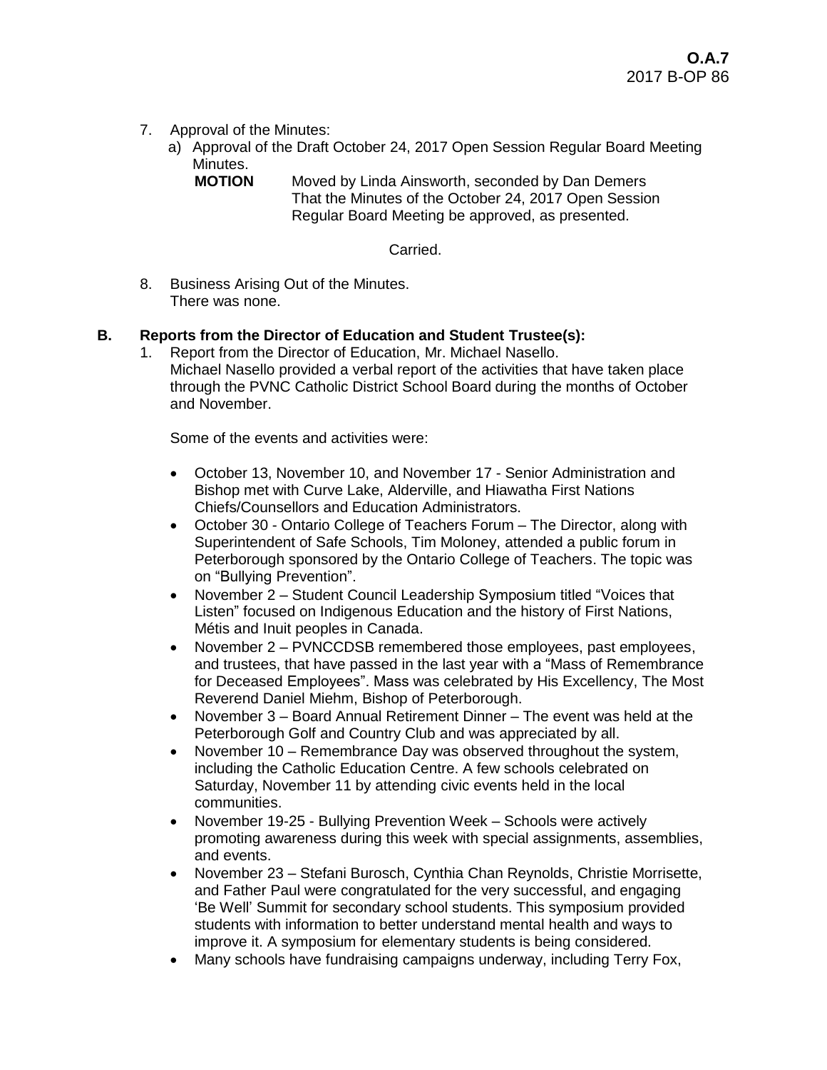7. Approval of the Minutes:
   a) Approval of the Draft October 24, 2017 Open Session Regular Board Meeting Minutes.

      **MOTION** Moved by Linda Ainsworth, seconded by Dan Demers
      That the Minutes of the October 24, 2017 Open Session Regular Board Meeting be approved, as presented.

      Carried.

8. Business Arising Out of the Minutes.
   There was none.

**B. Reports from the Director of Education and Student Trustee(s):**

1. Report from the Director of Education, Mr. Michael Nasello.
   Michael Nasello provided a verbal report of the activities that have taken place through the PVNC Catholic District School Board during the months of October and November.

   Some of the events and activities were:

   - October 13, November 10, and November 17 - Senior Administration and Bishop met with Curve Lake, Alderville, and Hiawatha First Nations Chiefs/Counsellors and Education Administrators.
   - October 30 - Ontario College of Teachers Forum – The Director, along with Superintendent of Safe Schools, Tim Moloney, attended a public forum in Peterborough sponsored by the Ontario College of Teachers. The topic was on "Bullying Prevention".
   - November 2 – Student Council Leadership Symposium titled "Voices that Listen" focused on Indigenous Education and the history of First Nations, Métis and Inuit peoples in Canada.
   - November 2 – PVNCCDSB remembered those employees, past employees, and trustees, that have passed in the last year with a "Mass of Remembrance for Deceased Employees". Mass was celebrated by His Excellency, The Most Reverend Daniel Miehm, Bishop of Peterborough.
   - November 3 – Board Annual Retirement Dinner – The event was held at the Peterborough Golf and Country Club and was appreciated by all.
   - November 10 – Remembrance Day was observed throughout the system, including the Catholic Education Centre. A few schools celebrated on Saturday, November 11 by attending civic events held in the local communities.
   - November 19-25 - Bullying Prevention Week – Schools were actively promoting awareness during this week with special assignments, assemblies, and events.
   - November 23 – Stefani Burosch, Cynthia Chan Reynolds, Christie Morrisette, and Father Paul were congratulated for the very successful, and engaging 'Be Well' Summit for secondary school students. This symposium provided students with information to better understand mental health and ways to improve it. A symposium for elementary students is being considered.
   - Many schools have fundraising campaigns underway, including Terry Fox,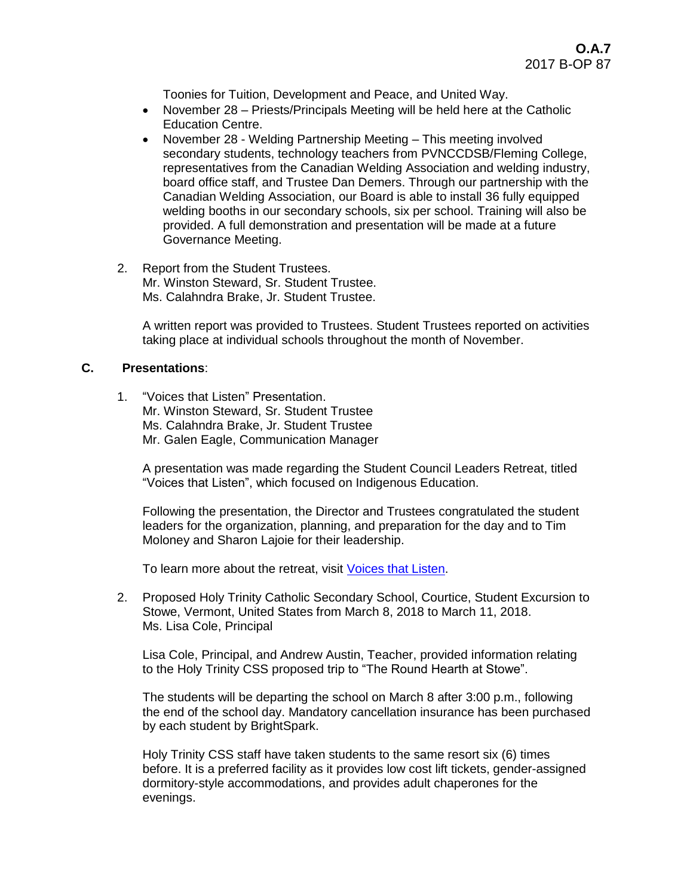Toonies for Tuition, Development and Peace, and United Way.

- November 28 – Priests/Principals Meeting will be held here at the Catholic Education Centre.
- November 28 - Welding Partnership Meeting – This meeting involved secondary students, technology teachers from PVNCCDSB/Fleming College, representatives from the Canadian Welding Association and welding industry, board office staff, and Trustee Dan Demers. Through our partnership with the Canadian Welding Association, our Board is able to install 36 fully equipped welding booths in our secondary schools, six per school. Training will also be provided. A full demonstration and presentation will be made at a future Governance Meeting.

2. Report from the Student Trustees.
Mr. Winston Steward, Sr. Student Trustee.
Ms. Calahndra Brake, Jr. Student Trustee.

A written report was provided to Trustees. Student Trustees reported on activities taking place at individual schools throughout the month of November.

## C. Presentations:

1. "Voices that Listen" Presentation.
Mr. Winston Steward, Sr. Student Trustee
Ms. Calahndra Brake, Jr. Student Trustee
Mr. Galen Eagle, Communication Manager

A presentation was made regarding the Student Council Leaders Retreat, titled "Voices that Listen", which focused on Indigenous Education.

Following the presentation, the Director and Trustees congratulated the student leaders for the organization, planning, and preparation for the day and to Tim Moloney and Sharon Lajoie for their leadership.

To learn more about the retreat, visit Voices that Listen.

2. Proposed Holy Trinity Catholic Secondary School, Courtice, Student Excursion to Stowe, Vermont, United States from March 8, 2018 to March 11, 2018.
Ms. Lisa Cole, Principal

Lisa Cole, Principal, and Andrew Austin, Teacher, provided information relating to the Holy Trinity CSS proposed trip to "The Round Hearth at Stowe".

The students will be departing the school on March 8 after 3:00 p.m., following the end of the school day. Mandatory cancellation insurance has been purchased by each student by BrightSpark.

Holy Trinity CSS staff have taken students to the same resort six (6) times before. It is a preferred facility as it provides low cost lift tickets, gender-assigned dormitory-style accommodations, and provides adult chaperones for the evenings.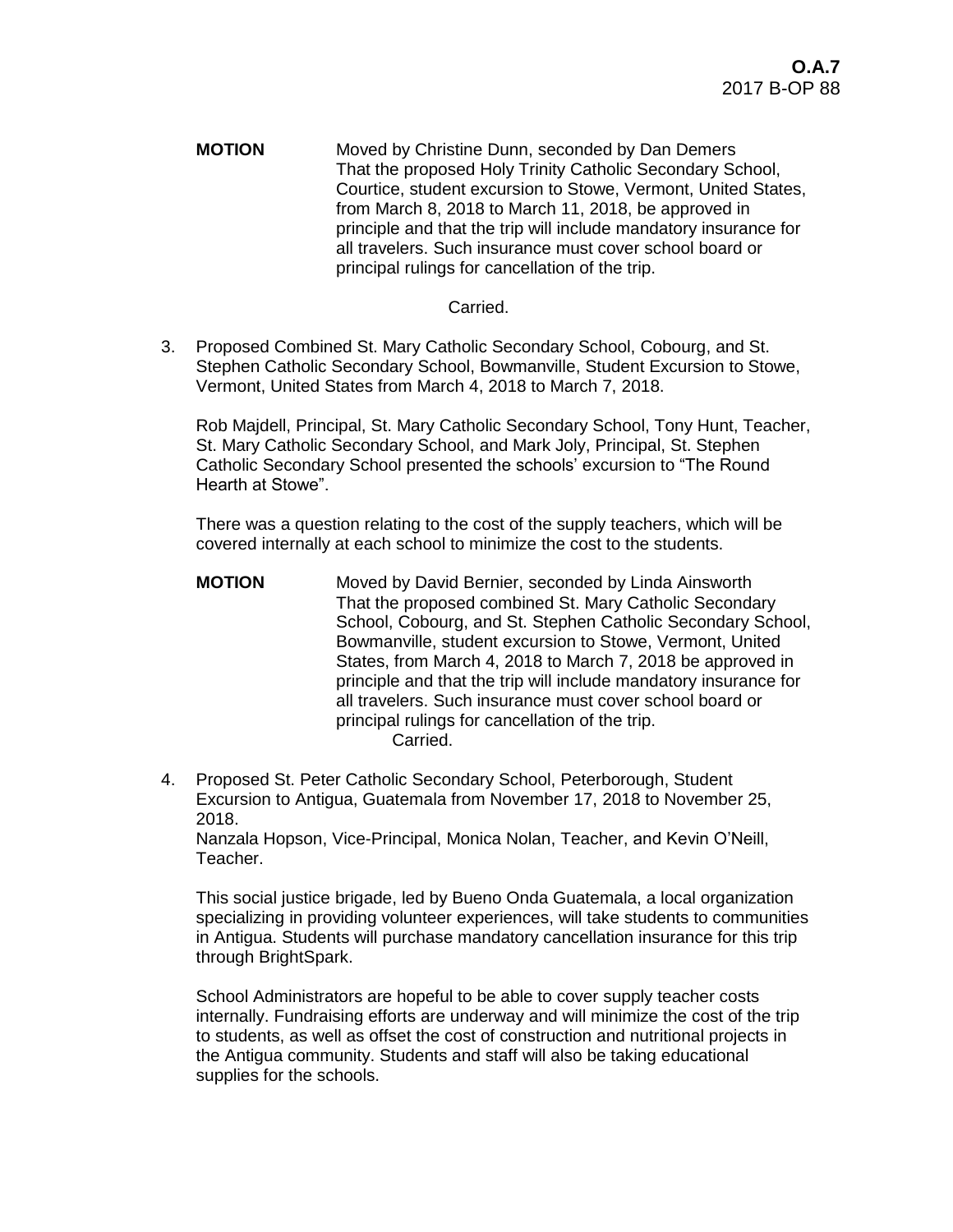**MOTION** Moved by Christine Dunn, seconded by Dan Demers
That the proposed Holy Trinity Catholic Secondary School, Courtice, student excursion to Stowe, Vermont, United States, from March 8, 2018 to March 11, 2018, be approved in principle and that the trip will include mandatory insurance for all travelers. Such insurance must cover school board or principal rulings for cancellation of the trip.

Carried.

3. Proposed Combined St. Mary Catholic Secondary School, Cobourg, and St. Stephen Catholic Secondary School, Bowmanville, Student Excursion to Stowe, Vermont, United States from March 4, 2018 to March 7, 2018.

   Rob Majdell, Principal, St. Mary Catholic Secondary School, Tony Hunt, Teacher, St. Mary Catholic Secondary School, and Mark Joly, Principal, St. Stephen Catholic Secondary School presented the schools' excursion to "The Round Hearth at Stowe".

   There was a question relating to the cost of the supply teachers, which will be covered internally at each school to minimize the cost to the students.

   **MOTION** Moved by David Bernier, seconded by Linda Ainsworth
   That the proposed combined St. Mary Catholic Secondary School, Cobourg, and St. Stephen Catholic Secondary School, Bowmanville, student excursion to Stowe, Vermont, United States, from March 4, 2018 to March 7, 2018 be approved in principle and that the trip will include mandatory insurance for all travelers. Such insurance must cover school board or principal rulings for cancellation of the trip.
   Carried.

4. Proposed St. Peter Catholic Secondary School, Peterborough, Student Excursion to Antigua, Guatemala from November 17, 2018 to November 25, 2018.
   Nanzala Hopson, Vice-Principal, Monica Nolan, Teacher, and Kevin O'Neill, Teacher.

   This social justice brigade, led by Bueno Onda Guatemala, a local organization specializing in providing volunteer experiences, will take students to communities in Antigua. Students will purchase mandatory cancellation insurance for this trip through BrightSpark.

   School Administrators are hopeful to be able to cover supply teacher costs internally. Fundraising efforts are underway and will minimize the cost of the trip to students, as well as offset the cost of construction and nutritional projects in the Antigua community. Students and staff will also be taking educational supplies for the schools.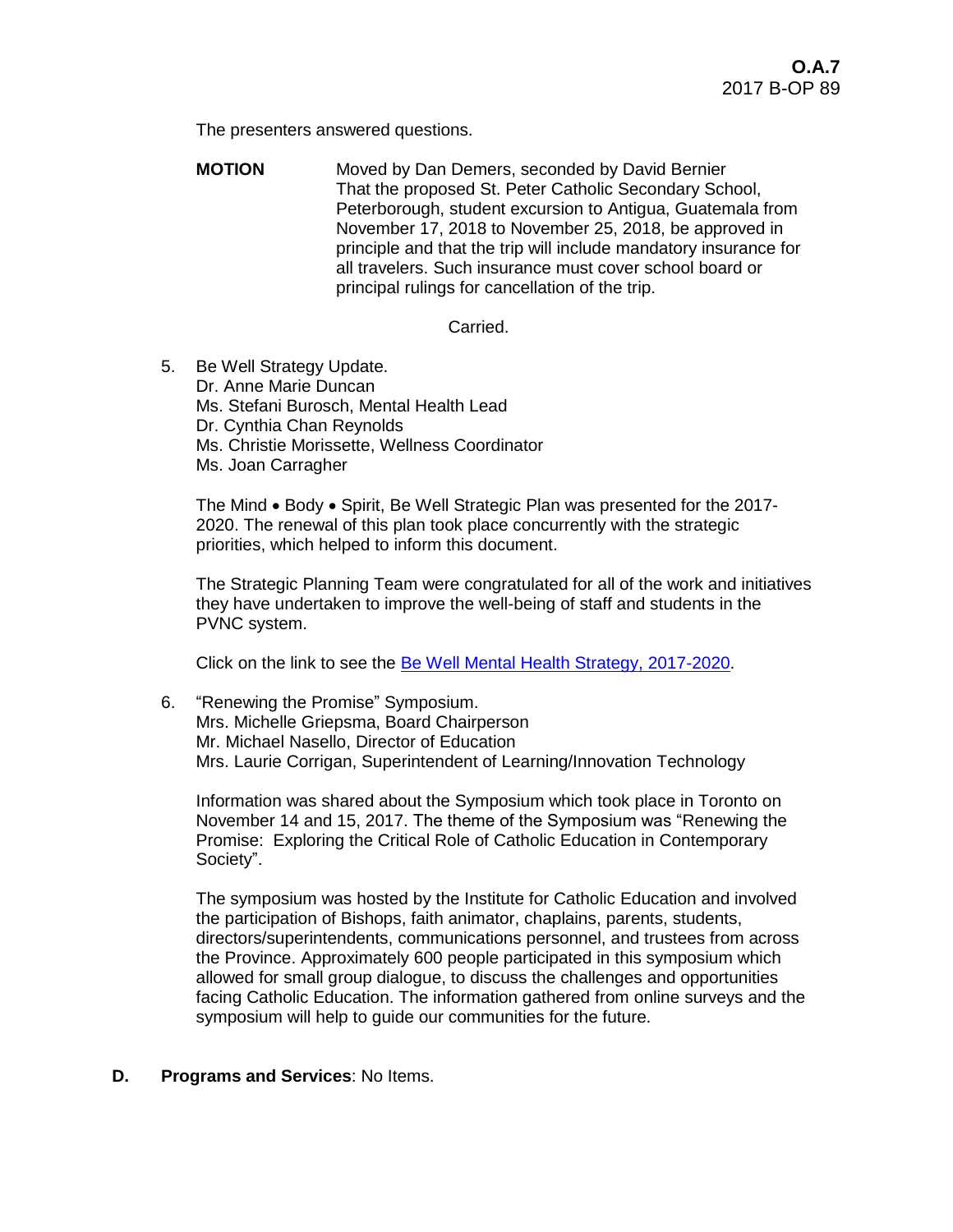The presenters answered questions.

**MOTION** Moved by Dan Demers, seconded by David Bernier
That the proposed St. Peter Catholic Secondary School, Peterborough, student excursion to Antigua, Guatemala from November 17, 2018 to November 25, 2018, be approved in principle and that the trip will include mandatory insurance for all travelers. Such insurance must cover school board or principal rulings for cancellation of the trip.

Carried.

5. Be Well Strategy Update.
   Dr. Anne Marie Duncan
   Ms. Stefani Burosch, Mental Health Lead
   Dr. Cynthia Chan Reynolds
   Ms. Christie Morissette, Wellness Coordinator
   Ms. Joan Carragher

   The Mind • Body • Spirit, Be Well Strategic Plan was presented for the 2017-2020. The renewal of this plan took place concurrently with the strategic priorities, which helped to inform this document.

   The Strategic Planning Team were congratulated for all of the work and initiatives they have undertaken to improve the well-being of staff and students in the PVNC system.

   Click on the link to see the [Be Well Mental Health Strategy, 2017-2020](#).

6. "Renewing the Promise" Symposium.
   Mrs. Michelle Griepsma, Board Chairperson
   Mr. Michael Nasello, Director of Education
   Mrs. Laurie Corrigan, Superintendent of Learning/Innovation Technology

   Information was shared about the Symposium which took place in Toronto on November 14 and 15, 2017. The theme of the Symposium was "Renewing the Promise: Exploring the Critical Role of Catholic Education in Contemporary Society".

   The symposium was hosted by the Institute for Catholic Education and involved the participation of Bishops, faith animator, chaplains, parents, students, directors/superintendents, communications personnel, and trustees from across the Province. Approximately 600 people participated in this symposium which allowed for small group dialogue, to discuss the challenges and opportunities facing Catholic Education. The information gathered from online surveys and the symposium will help to guide our communities for the future.

**D. Programs and Services**: No Items.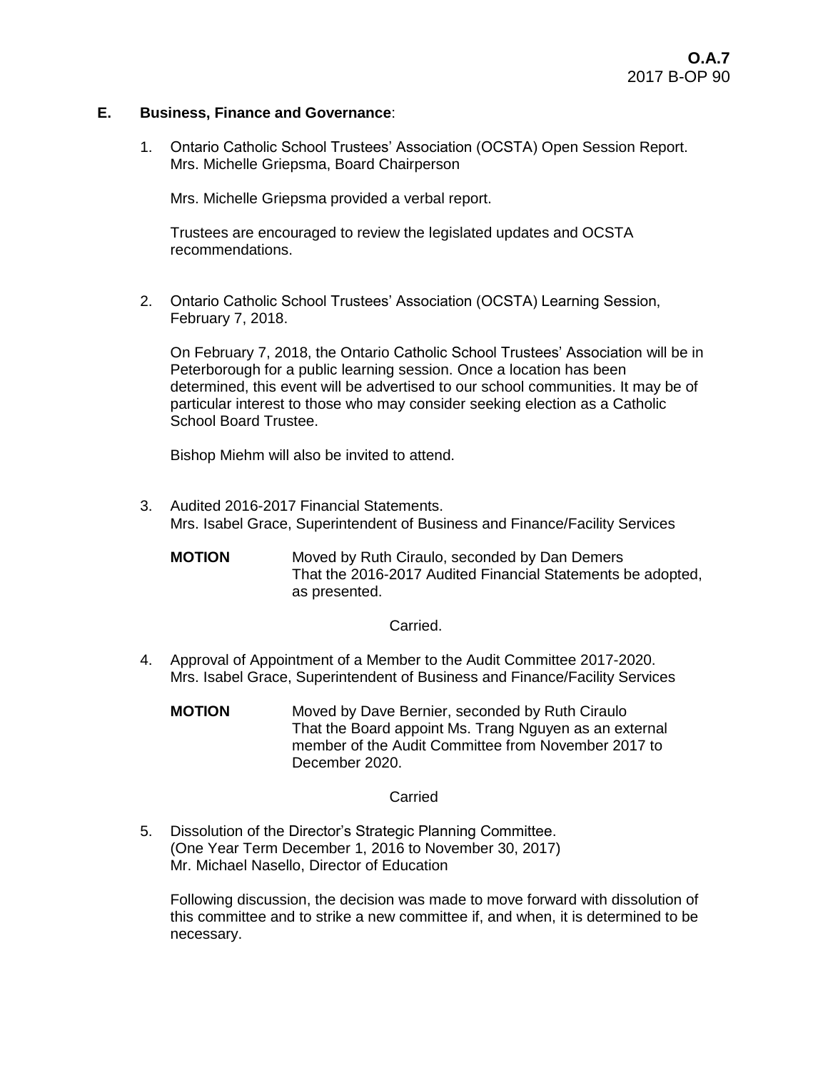**O.A.7**
2017 B-OP 90

**E. Business, Finance and Governance**:

1. Ontario Catholic School Trustees' Association (OCSTA) Open Session Report.
   Mrs. Michelle Griepsma, Board Chairperson

   Mrs. Michelle Griepsma provided a verbal report.

   Trustees are encouraged to review the legislated updates and OCSTA recommendations.

2. Ontario Catholic School Trustees' Association (OCSTA) Learning Session, February 7, 2018.

   On February 7, 2018, the Ontario Catholic School Trustees' Association will be in Peterborough for a public learning session. Once a location has been determined, this event will be advertised to our school communities. It may be of particular interest to those who may consider seeking election as a Catholic School Board Trustee.

   Bishop Miehm will also be invited to attend.

3. Audited 2016-2017 Financial Statements.
   Mrs. Isabel Grace, Superintendent of Business and Finance/Facility Services

   **MOTION** Moved by Ruth Ciraulo, seconded by Dan Demers
   That the 2016-2017 Audited Financial Statements be adopted, as presented.

   Carried.

4. Approval of Appointment of a Member to the Audit Committee 2017-2020.
   Mrs. Isabel Grace, Superintendent of Business and Finance/Facility Services

   **MOTION** Moved by Dave Bernier, seconded by Ruth Ciraulo
   That the Board appoint Ms. Trang Nguyen as an external member of the Audit Committee from November 2017 to December 2020.

   Carried

5. Dissolution of the Director's Strategic Planning Committee.
   (One Year Term December 1, 2016 to November 30, 2017)
   Mr. Michael Nasello, Director of Education

   Following discussion, the decision was made to move forward with dissolution of this committee and to strike a new committee if, and when, it is determined to be necessary.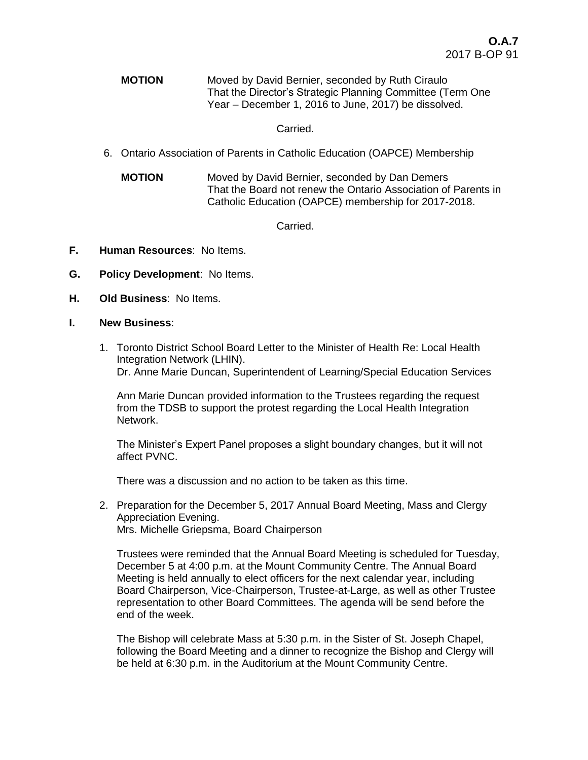**MOTION** Moved by David Bernier, seconded by Ruth Ciraulo
That the Director's Strategic Planning Committee (Term One Year – December 1, 2016 to June, 2017) be dissolved.

Carried.

6. Ontario Association of Parents in Catholic Education (OAPCE) Membership

**MOTION** Moved by David Bernier, seconded by Dan Demers
That the Board not renew the Ontario Association of Parents in Catholic Education (OAPCE) membership for 2017-2018.

Carried.

**F. Human Resources**: No Items.

**G. Policy Development**: No Items.

**H. Old Business**: No Items.

**I. New Business**:

1. Toronto District School Board Letter to the Minister of Health Re: Local Health Integration Network (LHIN).
Dr. Anne Marie Duncan, Superintendent of Learning/Special Education Services

   Ann Marie Duncan provided information to the Trustees regarding the request from the TDSB to support the protest regarding the Local Health Integration Network.

   The Minister's Expert Panel proposes a slight boundary changes, but it will not affect PVNC.

   There was a discussion and no action to be taken as this time.

2. Preparation for the December 5, 2017 Annual Board Meeting, Mass and Clergy Appreciation Evening.
Mrs. Michelle Griepsma, Board Chairperson

   Trustees were reminded that the Annual Board Meeting is scheduled for Tuesday, December 5 at 4:00 p.m. at the Mount Community Centre. The Annual Board Meeting is held annually to elect officers for the next calendar year, including Board Chairperson, Vice-Chairperson, Trustee-at-Large, as well as other Trustee representation to other Board Committees. The agenda will be send before the end of the week.

   The Bishop will celebrate Mass at 5:30 p.m. in the Sister of St. Joseph Chapel, following the Board Meeting and a dinner to recognize the Bishop and Clergy will be held at 6:30 p.m. in the Auditorium at the Mount Community Centre.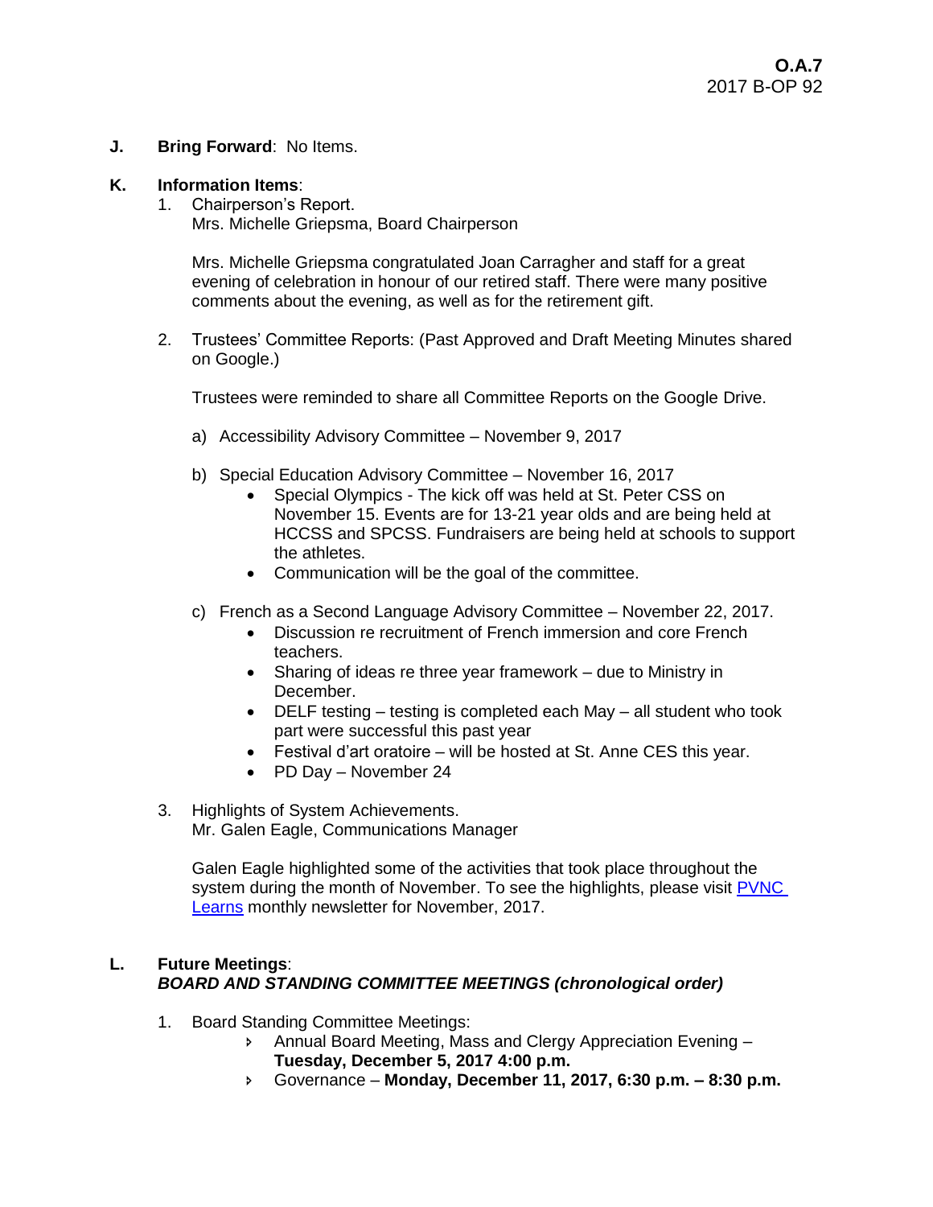**J. Bring Forward**: No Items.

**K. Information Items**:

1. Chairperson's Report.
   Mrs. Michelle Griepsma, Board Chairperson

   Mrs. Michelle Griepsma congratulated Joan Carragher and staff for a great evening of celebration in honour of our retired staff. There were many positive comments about the evening, as well as for the retirement gift.

2. Trustees' Committee Reports: (Past Approved and Draft Meeting Minutes shared on Google.)

   Trustees were reminded to share all Committee Reports on the Google Drive.

   a) Accessibility Advisory Committee – November 9, 2017

   b) Special Education Advisory Committee – November 16, 2017
      - Special Olympics - The kick off was held at St. Peter CSS on November 15. Events are for 13-21 year olds and are being held at HCCSS and SPCSS. Fundraisers are being held at schools to support the athletes.
      - Communication will be the goal of the committee.

   c) French as a Second Language Advisory Committee – November 22, 2017.
      - Discussion re recruitment of French immersion and core French teachers.
      - Sharing of ideas re three year framework – due to Ministry in December.
      - DELF testing – testing is completed each May – all student who took part were successful this past year
      - Festival d'art oratoire – will be hosted at St. Anne CES this year.
      - PD Day – November 24

3. Highlights of System Achievements.
   Mr. Galen Eagle, Communications Manager

   Galen Eagle highlighted some of the activities that took place throughout the system during the month of November. To see the highlights, please visit PVNC Learns monthly newsletter for November, 2017.

**L. Future Meetings**:
***BOARD AND STANDING COMMITTEE MEETINGS (chronological order)***

1. Board Standing Committee Meetings:
   - Annual Board Meeting, Mass and Clergy Appreciation Evening – **Tuesday, December 5, 2017 4:00 p.m.**
   - Governance – **Monday, December 11, 2017, 6:30 p.m. – 8:30 p.m.**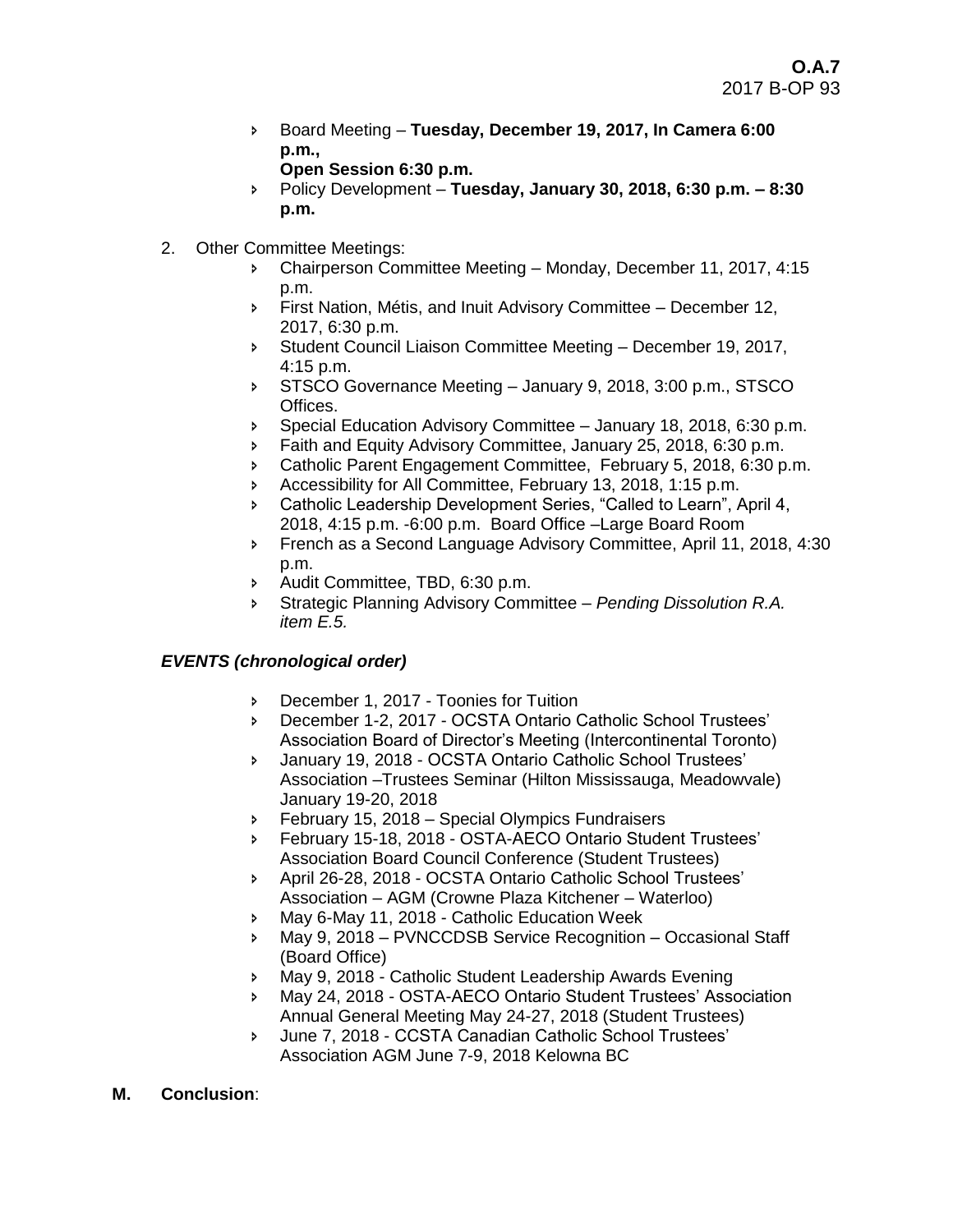- Board Meeting – **Tuesday, December 19, 2017, In Camera 6:00 p.m., Open Session 6:30 p.m.**
- Policy Development – **Tuesday, January 30, 2018, 6:30 p.m. – 8:30 p.m.**

2. Other Committee Meetings:
   - Chairperson Committee Meeting – Monday, December 11, 2017, 4:15 p.m.
   - First Nation, Métis, and Inuit Advisory Committee – December 12, 2017, 6:30 p.m.
   - Student Council Liaison Committee Meeting – December 19, 2017, 4:15 p.m.
   - STSCO Governance Meeting – January 9, 2018, 3:00 p.m., STSCO Offices.
   - Special Education Advisory Committee – January 18, 2018, 6:30 p.m.
   - Faith and Equity Advisory Committee, January 25, 2018, 6:30 p.m.
   - Catholic Parent Engagement Committee, February 5, 2018, 6:30 p.m.
   - Accessibility for All Committee, February 13, 2018, 1:15 p.m.
   - Catholic Leadership Development Series, "Called to Learn", April 4, 2018, 4:15 p.m. -6:00 p.m. Board Office –Large Board Room
   - French as a Second Language Advisory Committee, April 11, 2018, 4:30 p.m.
   - Audit Committee, TBD, 6:30 p.m.
   - Strategic Planning Advisory Committee – *Pending Dissolution R.A. item E.5.*

***EVENTS (chronological order)***

- December 1, 2017 - Toonies for Tuition
- December 1-2, 2017 - OCSTA Ontario Catholic School Trustees' Association Board of Director's Meeting (Intercontinental Toronto)
- January 19, 2018 - OCSTA Ontario Catholic School Trustees' Association –Trustees Seminar (Hilton Mississauga, Meadowvale) January 19-20, 2018
- February 15, 2018 – Special Olympics Fundraisers
- February 15-18, 2018 - OSTA-AECO Ontario Student Trustees' Association Board Council Conference (Student Trustees)
- April 26-28, 2018 - OCSTA Ontario Catholic School Trustees' Association – AGM (Crowne Plaza Kitchener – Waterloo)
- May 6-May 11, 2018 - Catholic Education Week
- May 9, 2018 – PVNCCDSB Service Recognition – Occasional Staff (Board Office)
- May 9, 2018 - Catholic Student Leadership Awards Evening
- May 24, 2018 - OSTA-AECO Ontario Student Trustees' Association Annual General Meeting May 24-27, 2018 (Student Trustees)
- June 7, 2018 - CCSTA Canadian Catholic School Trustees' Association AGM June 7-9, 2018 Kelowna BC

**M. Conclusion**: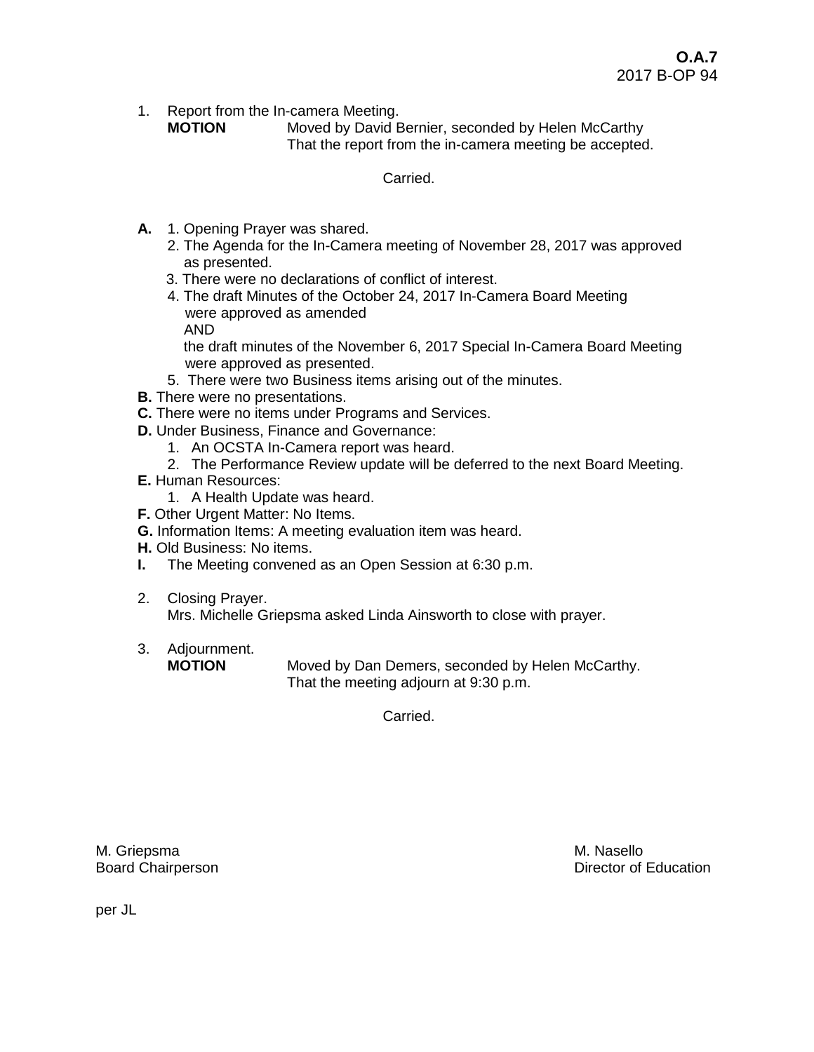**O.A.7**
2017 B-OP 94

1. Report from the In-camera Meeting.
   **MOTION** Moved by David Bernier, seconded by Helen McCarthy
   That the report from the in-camera meeting be accepted.

   Carried.

**A.** 1. Opening Prayer was shared.
   2. The Agenda for the In-Camera meeting of November 28, 2017 was approved as presented.
   3. There were no declarations of conflict of interest.
   4. The draft Minutes of the October 24, 2017 In-Camera Board Meeting were approved as amended
   AND
   the draft minutes of the November 6, 2017 Special In-Camera Board Meeting were approved as presented.
   5. There were two Business items arising out of the minutes.

**B.** There were no presentations.

**C.** There were no items under Programs and Services.

**D.** Under Business, Finance and Governance:
   1. An OCSTA In-Camera report was heard.
   2. The Performance Review update will be deferred to the next Board Meeting.

**E.** Human Resources:
   1. A Health Update was heard.

**F.** Other Urgent Matter: No Items.

**G.** Information Items: A meeting evaluation item was heard.

**H.** Old Business: No items.

**I.** The Meeting convened as an Open Session at 6:30 p.m.

2. Closing Prayer.
   Mrs. Michelle Griepsma asked Linda Ainsworth to close with prayer.

3. Adjournment.
   **MOTION** Moved by Dan Demers, seconded by Helen McCarthy.
   That the meeting adjourn at 9:30 p.m.

   Carried.

M. Griepsma
Board Chairperson

M. Nasello
Director of Education

per JL